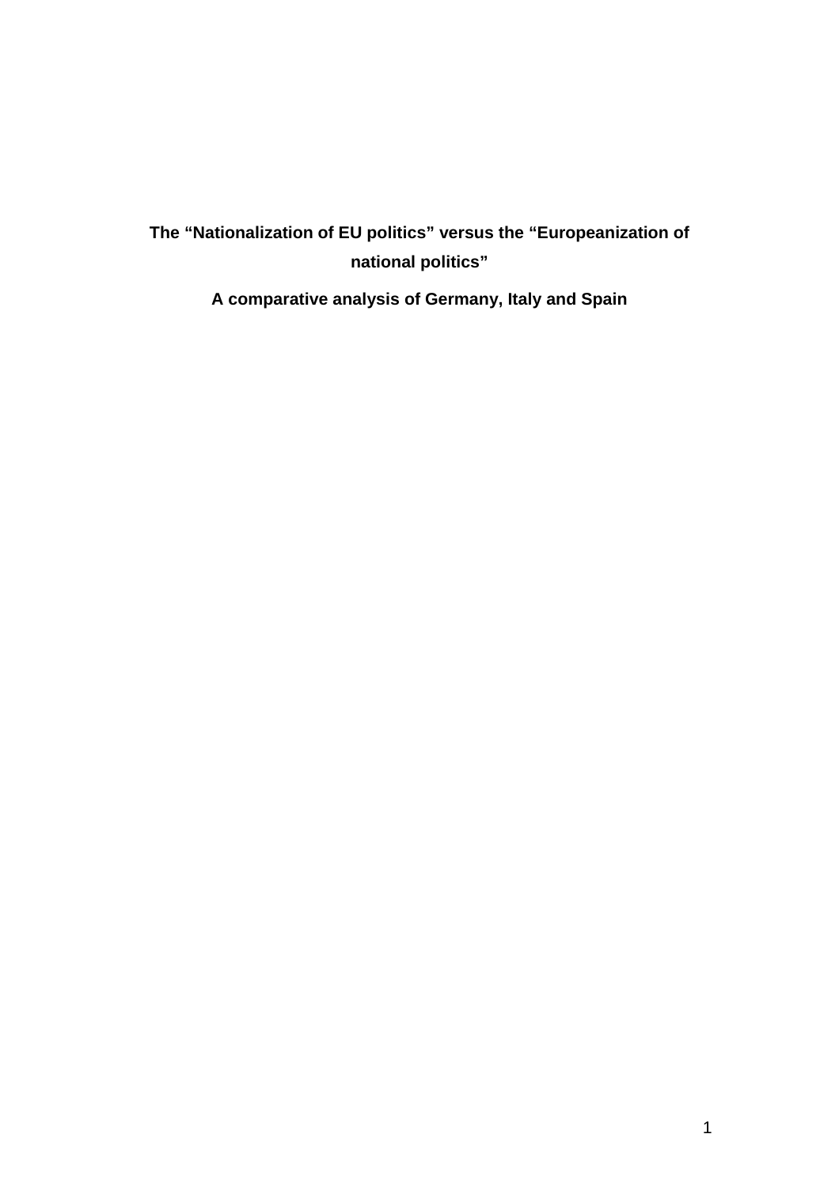# The "Nationalization of EU politics" versus the "Europeanization of national politics"

## A comparative analysis of Germany, Italy and Spain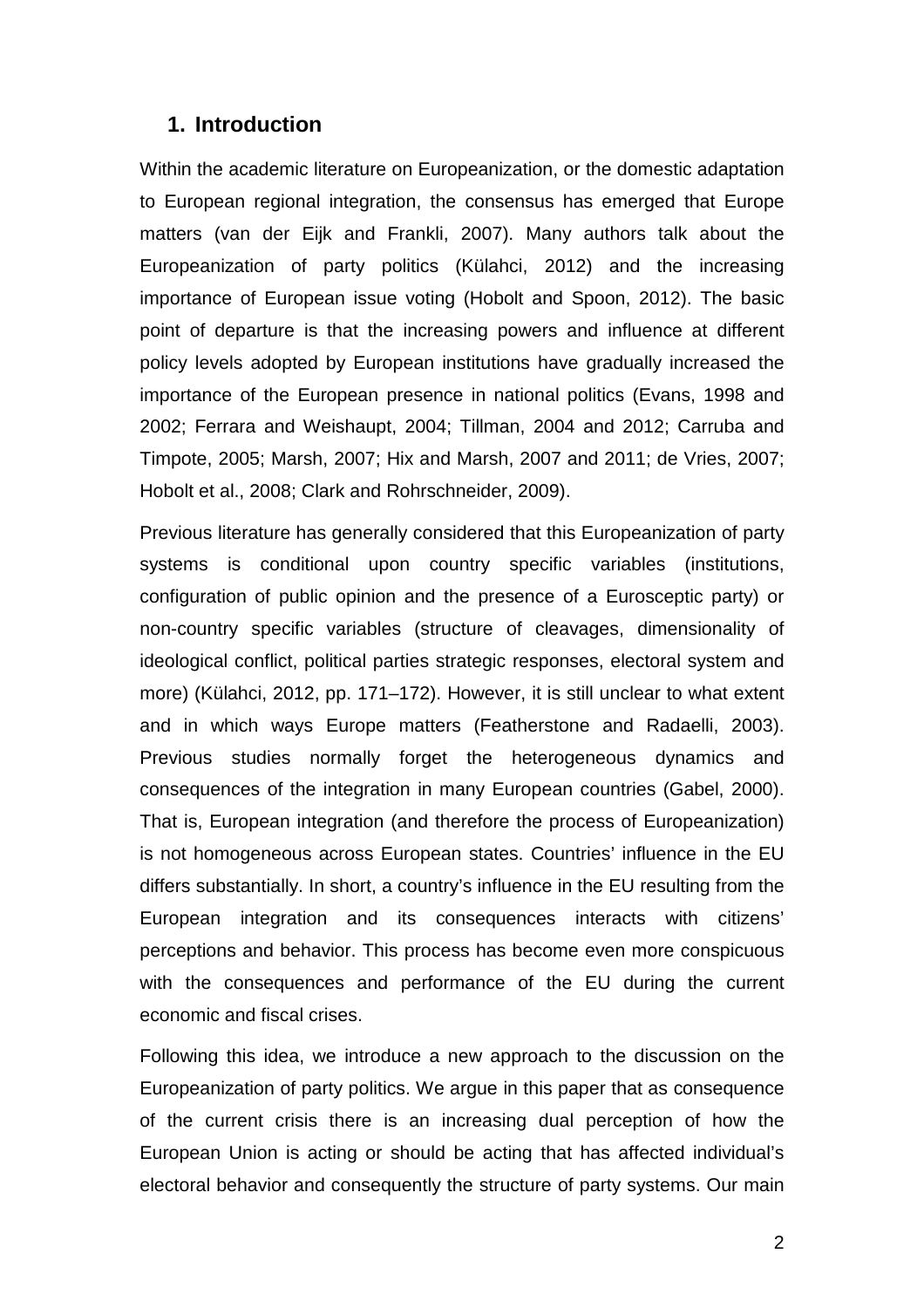## 1. Introduction

Within the academic literature on Europeanization, or the domestic adaptation to European regional integration, the consensus has emerged that Europe matters (van der Eijk and Frankli, 2007). Many authors talk about the Europeanization of party politics (Külahci, 2012) and the increasing importance of European issue voting (Hobolt and Spoon, 2012). The basic point of departure is that the increasing powers and influence at different policy levels adopted by European institutions have gradually increased the importance of the European presence in national politics (Evans, 1998 and 2002; Ferrara and Weishaupt, 2004; Tillman, 2004 and 2012; Carruba and Timpote, 2005; Marsh, 2007; Hix and Marsh, 2007 and 2011; de Vries, 2007; Hobolt et al., 2008; Clark and Rohrschneider, 2009).

Previous literature has generally considered that this Europeanization of party systems is conditional upon country specific variables (institutions, configuration of public opinion and the presence of a Eurosceptic party) or non-country specific variables (structure of cleavages, dimensionality of ideological conflict, political parties strategic responses, electoral system and more) (Külahci, 2012, pp. 171–172). However, it is still unclear to what extent and in which ways Europe matters (Featherstone and Radaelli, 2003). Previous studies normally forget the heterogeneous dynamics and consequences of the integration in many European countries (Gabel, 2000). That is, European integration (and therefore the process of Europeanization) is not homogeneous across European states. Countries' influence in the EU differs substantially. In short, a country's influence in the EU resulting from the European integration and its consequences interacts with citizens' perceptions and behavior. This process has become even more conspicuous with the consequences and performance of the EU during the current economic and fiscal crises.

Following this idea, we introduce a new approach to the discussion on the Europeanization of party politics. We argue in this paper that as consequence of the current crisis there is an increasing dual perception of how the European Union is acting or should be acting that has affected individual's electoral behavior and consequently the structure of party systems. Our main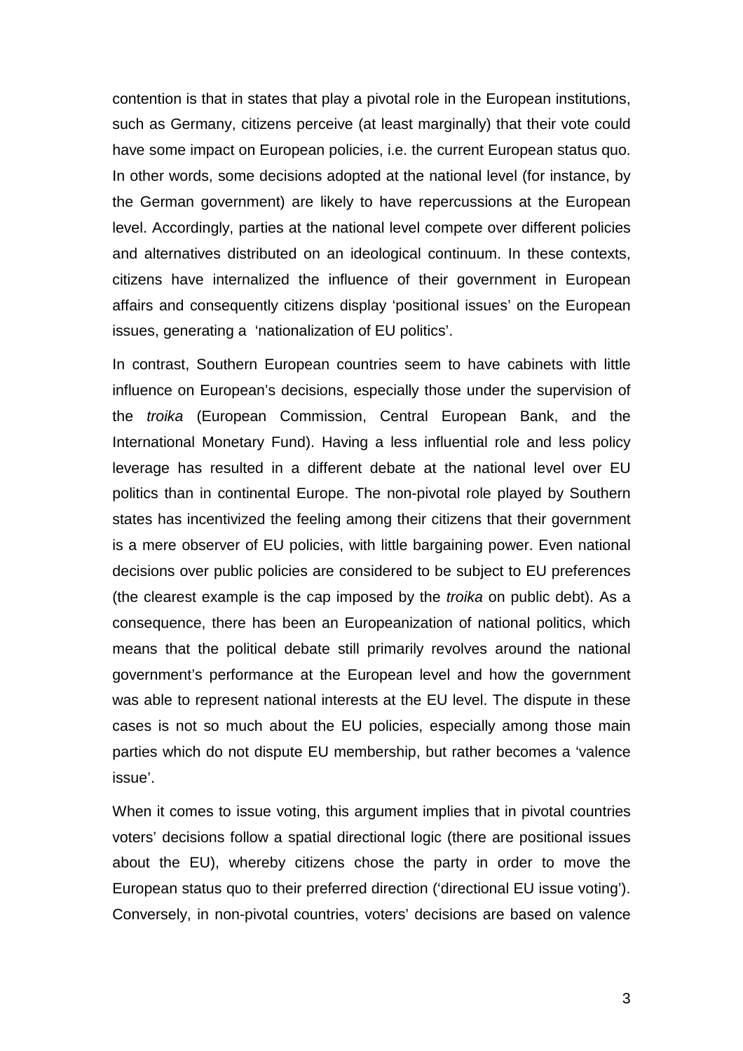contention is that in states that play a pivotal role in the European institutions, such as Germany, citizens perceive (at least marginally) that their vote could have some impact on European policies, i.e. the current European status quo. In other words, some decisions adopted at the national level (for instance, by the German government) are likely to have repercussions at the European level. Accordingly, parties at the national level compete over different policies and alternatives distributed on an ideological continuum. In these contexts, citizens have internalized the influence of their government in European affairs and consequently citizens display 'positional issues' on the European issues, generating a 'nationalization of EU politics'.

In contrast, Southern European countries seem to have cabinets with little influence on European's decisions, especially those under the supervision of the *troika* (European Commission, Central European Bank, and the International Monetary Fund). Having a less influential role and less policy leverage has resulted in a different debate at the national level over EU politics than in continental Europe. The non-pivotal role played by Southern states has incentivized the feeling among their citizens that their government is a mere observer of EU policies, with little bargaining power. Even national decisions over public policies are considered to be subject to EU preferences (the clearest example is the cap imposed by the *troika* on public debt). As a consequence, there has been an Europeanization of national politics, which means that the political debate still primarily revolves around the national government's performance at the European level and how the government was able to represent national interests at the EU level. The dispute in these cases is not so much about the EU policies, especially among those main parties which do not dispute EU membership, but rather becomes a 'valence issue'.

When it comes to issue voting, this argument implies that in pivotal countries voters' decisions follow a spatial directional logic (there are positional issues about the EU), whereby citizens chose the party in order to move the European status quo to their preferred direction ('directional EU issue voting'). Conversely, in non-pivotal countries, voters' decisions are based on valence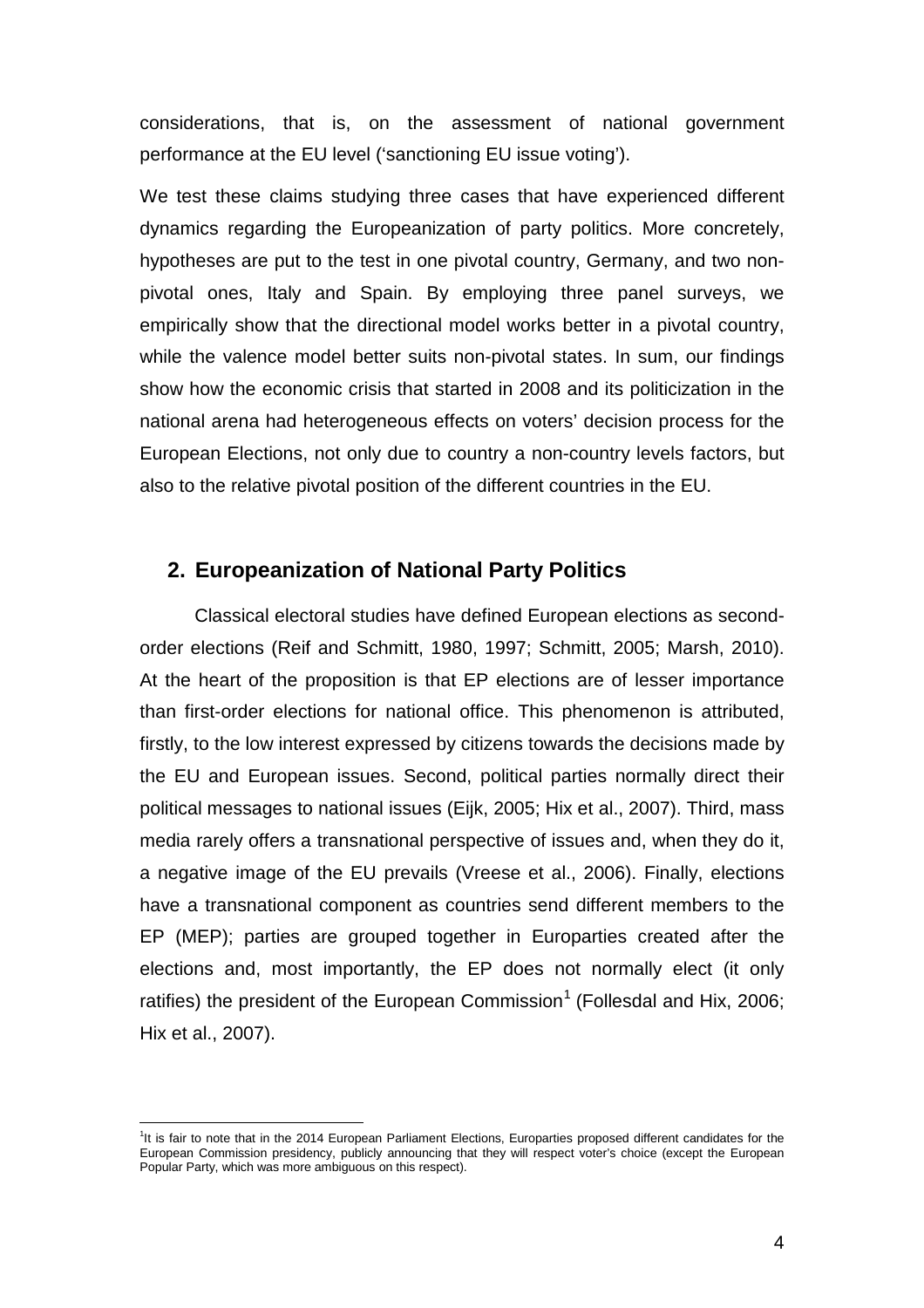considerations, that is, on the assessment of national government performance at the EU level ('sanctioning EU issue voting').

We test these claims studying three cases that have experienced different dynamics regarding the Europeanization of party politics. More concretely, hypotheses are put to the test in one pivotal country, Germany, and two non-pivotal ones, Italy and Spain. By employing three panel surveys, we empirically show that the directional model works better in a pivotal country, while the valence model better suits non-pivotal states. In sum, our findings show how the economic crisis that started in 2008 and its politicization in the national arena had heterogeneous effects on voters' decision process for the European Elections, not only due to country a non-country levels factors, but also to the relative pivotal position of the different countries in the EU.

## 2. Europeanization of National Party Politics

Classical electoral studies have defined European elections as second-order elections (Reif and Schmitt, 1980, 1997; Schmitt, 2005; Marsh, 2010). At the heart of the proposition is that EP elections are of lesser importance than first-order elections for national office. This phenomenon is attributed, firstly, to the low interest expressed by citizens towards the decisions made by the EU and European issues. Second, political parties normally direct their political messages to national issues (Eijk, 2005; Hix et al., 2007). Third, mass media rarely offers a transnational perspective of issues and, when they do it, a negative image of the EU prevails (Vreese et al., 2006). Finally, elections have a transnational component as countries send different members to the EP (MEP); parties are grouped together in Europarties created after the elections and, most importantly, the EP does not normally elect (it only ratifies) the president of the European Commission[1] (Follesdal and Hix, 2006; Hix et al., 2007).

[1]It is fair to note that in the 2014 European Parliament Elections, Europarties proposed different candidates for the European Commission presidency, publicly announcing that they will respect voter's choice (except the European Popular Party, which was more ambiguous on this respect).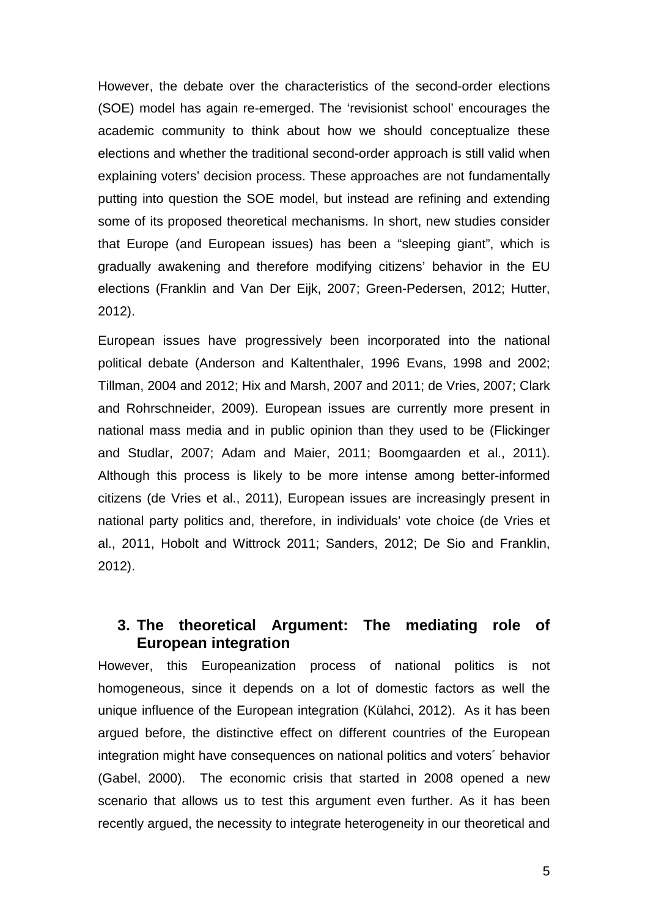However, the debate over the characteristics of the second-order elections (SOE) model has again re-emerged. The 'revisionist school' encourages the academic community to think about how we should conceptualize these elections and whether the traditional second-order approach is still valid when explaining voters' decision process. These approaches are not fundamentally putting into question the SOE model, but instead are refining and extending some of its proposed theoretical mechanisms. In short, new studies consider that Europe (and European issues) has been a "sleeping giant", which is gradually awakening and therefore modifying citizens' behavior in the EU elections (Franklin and Van Der Eijk, 2007; Green-Pedersen, 2012; Hutter, 2012).

European issues have progressively been incorporated into the national political debate (Anderson and Kaltenthaler, 1996 Evans, 1998 and 2002; Tillman, 2004 and 2012; Hix and Marsh, 2007 and 2011; de Vries, 2007; Clark and Rohrschneider, 2009). European issues are currently more present in national mass media and in public opinion than they used to be (Flickinger and Studlar, 2007; Adam and Maier, 2011; Boomgaarden et al., 2011). Although this process is likely to be more intense among better-informed citizens (de Vries et al., 2011), European issues are increasingly present in national party politics and, therefore, in individuals' vote choice (de Vries et al., 2011, Hobolt and Wittrock 2011; Sanders, 2012; De Sio and Franklin, 2012).

## 3. The theoretical Argument: The mediating role of European integration

However, this Europeanization process of national politics is not homogeneous, since it depends on a lot of domestic factors as well the unique influence of the European integration (Külahci, 2012). As it has been argued before, the distinctive effect on different countries of the European integration might have consequences on national politics and voters´ behavior (Gabel, 2000). The economic crisis that started in 2008 opened a new scenario that allows us to test this argument even further. As it has been recently argued, the necessity to integrate heterogeneity in our theoretical and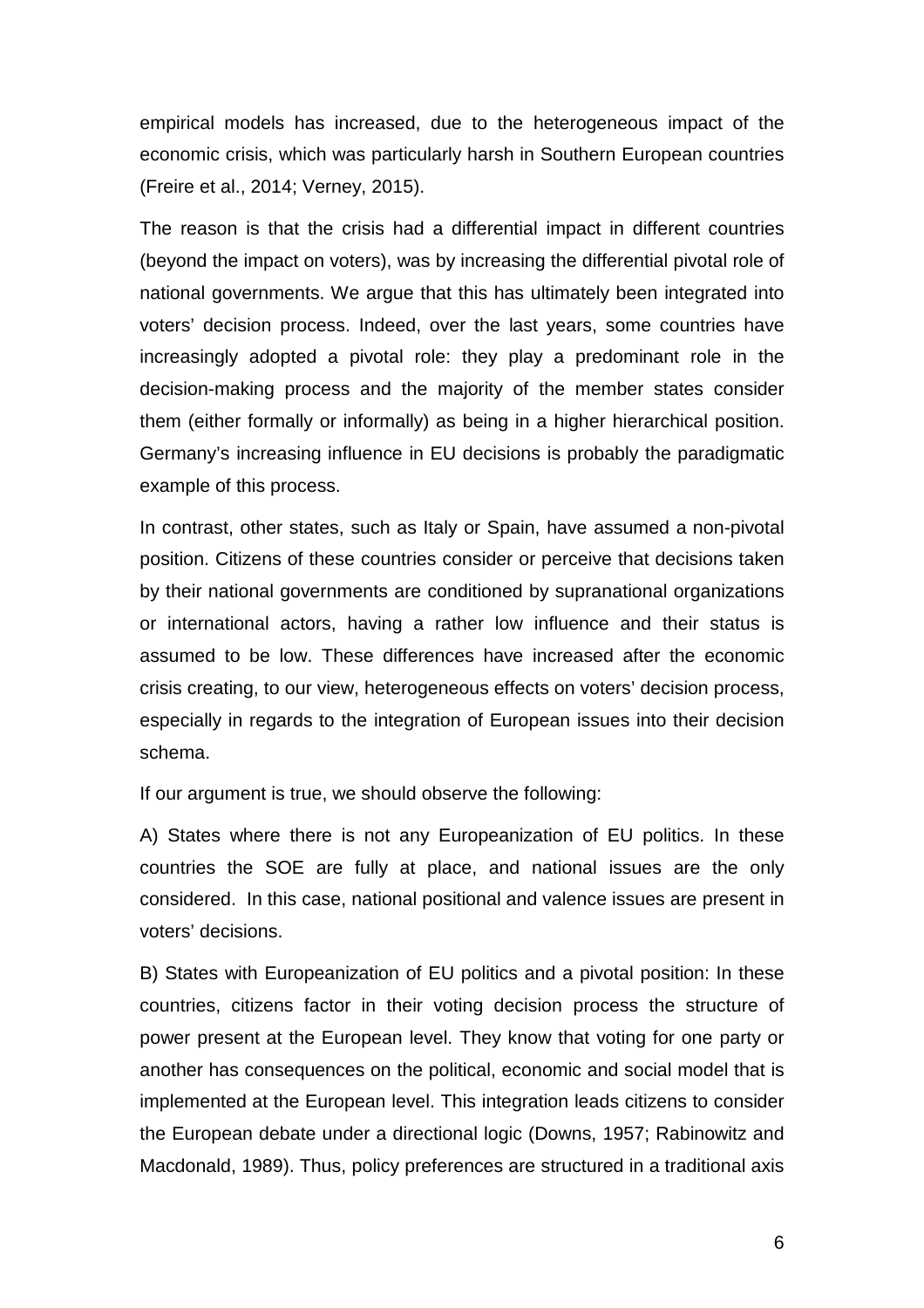empirical models has increased, due to the heterogeneous impact of the economic crisis, which was particularly harsh in Southern European countries (Freire et al., 2014; Verney, 2015).

The reason is that the crisis had a differential impact in different countries (beyond the impact on voters), was by increasing the differential pivotal role of national governments. We argue that this has ultimately been integrated into voters' decision process. Indeed, over the last years, some countries have increasingly adopted a pivotal role: they play a predominant role in the decision-making process and the majority of the member states consider them (either formally or informally) as being in a higher hierarchical position. Germany's increasing influence in EU decisions is probably the paradigmatic example of this process.

In contrast, other states, such as Italy or Spain, have assumed a non-pivotal position. Citizens of these countries consider or perceive that decisions taken by their national governments are conditioned by supranational organizations or international actors, having a rather low influence and their status is assumed to be low. These differences have increased after the economic crisis creating, to our view, heterogeneous effects on voters' decision process, especially in regards to the integration of European issues into their decision schema.

If our argument is true, we should observe the following:

A) States where there is not any Europeanization of EU politics. In these countries the SOE are fully at place, and national issues are the only considered. In this case, national positional and valence issues are present in voters' decisions.

B) States with Europeanization of EU politics and a pivotal position: In these countries, citizens factor in their voting decision process the structure of power present at the European level. They know that voting for one party or another has consequences on the political, economic and social model that is implemented at the European level. This integration leads citizens to consider the European debate under a directional logic (Downs, 1957; Rabinowitz and Macdonald, 1989). Thus, policy preferences are structured in a traditional axis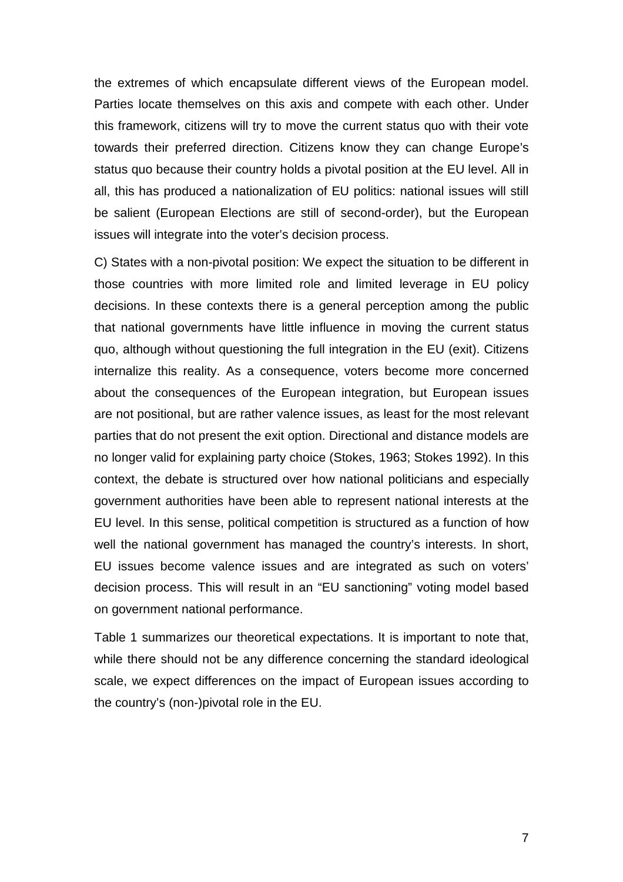the extremes of which encapsulate different views of the European model. Parties locate themselves on this axis and compete with each other. Under this framework, citizens will try to move the current status quo with their vote towards their preferred direction. Citizens know they can change Europe's status quo because their country holds a pivotal position at the EU level. All in all, this has produced a nationalization of EU politics: national issues will still be salient (European Elections are still of second-order), but the European issues will integrate into the voter's decision process.

C) States with a non-pivotal position: We expect the situation to be different in those countries with more limited role and limited leverage in EU policy decisions. In these contexts there is a general perception among the public that national governments have little influence in moving the current status quo, although without questioning the full integration in the EU (exit). Citizens internalize this reality. As a consequence, voters become more concerned about the consequences of the European integration, but European issues are not positional, but are rather valence issues, as least for the most relevant parties that do not present the exit option. Directional and distance models are no longer valid for explaining party choice (Stokes, 1963; Stokes 1992). In this context, the debate is structured over how national politicians and especially government authorities have been able to represent national interests at the EU level. In this sense, political competition is structured as a function of how well the national government has managed the country's interests. In short, EU issues become valence issues and are integrated as such on voters' decision process. This will result in an "EU sanctioning" voting model based on government national performance.

Table 1 summarizes our theoretical expectations. It is important to note that, while there should not be any difference concerning the standard ideological scale, we expect differences on the impact of European issues according to the country's (non-)pivotal role in the EU.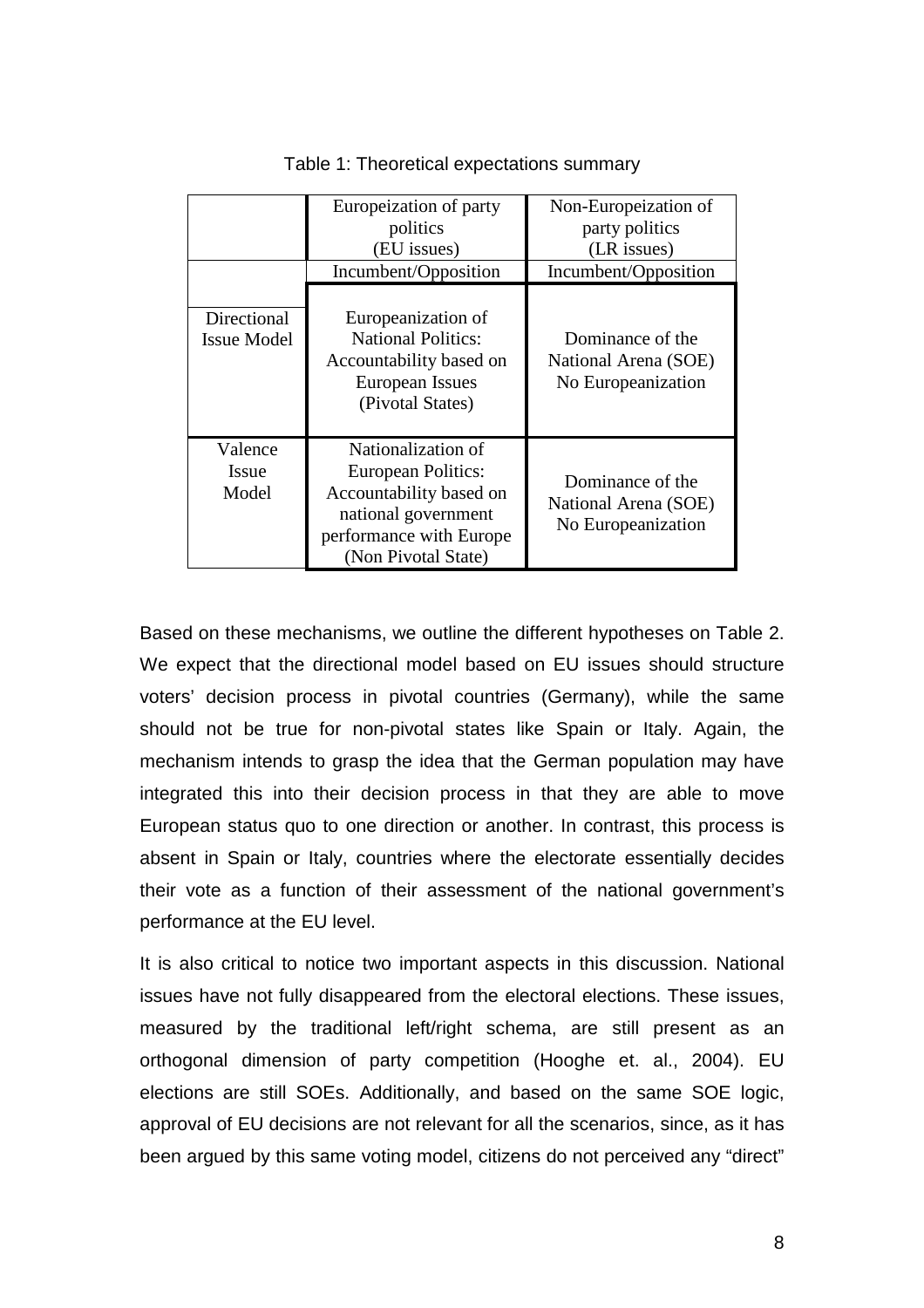Table 1: Theoretical expectations summary

| | Europeization of party politics (EU issues) | Non-Europeization of party politics (LR issues) |
|---|---|---|
| | Incumbent/Opposition | Incumbent/Opposition |
| Directional Issue Model | Europeanization of National Politics: Accountability based on European Issues (Pivotal States) | Dominance of the National Arena (SOE) No Europeanization |
| Valence Issue Model | Nationalization of European Politics: Accountability based on national government performance with Europe (Non Pivotal State) | Dominance of the National Arena (SOE) No Europeanization |

Based on these mechanisms, we outline the different hypotheses on Table 2. We expect that the directional model based on EU issues should structure voters' decision process in pivotal countries (Germany), while the same should not be true for non-pivotal states like Spain or Italy. Again, the mechanism intends to grasp the idea that the German population may have integrated this into their decision process in that they are able to move European status quo to one direction or another. In contrast, this process is absent in Spain or Italy, countries where the electorate essentially decides their vote as a function of their assessment of the national government's performance at the EU level.

It is also critical to notice two important aspects in this discussion. National issues have not fully disappeared from the electoral elections. These issues, measured by the traditional left/right schema, are still present as an orthogonal dimension of party competition (Hooghe et. al., 2004). EU elections are still SOEs. Additionally, and based on the same SOE logic, approval of EU decisions are not relevant for all the scenarios, since, as it has been argued by this same voting model, citizens do not perceived any "direct"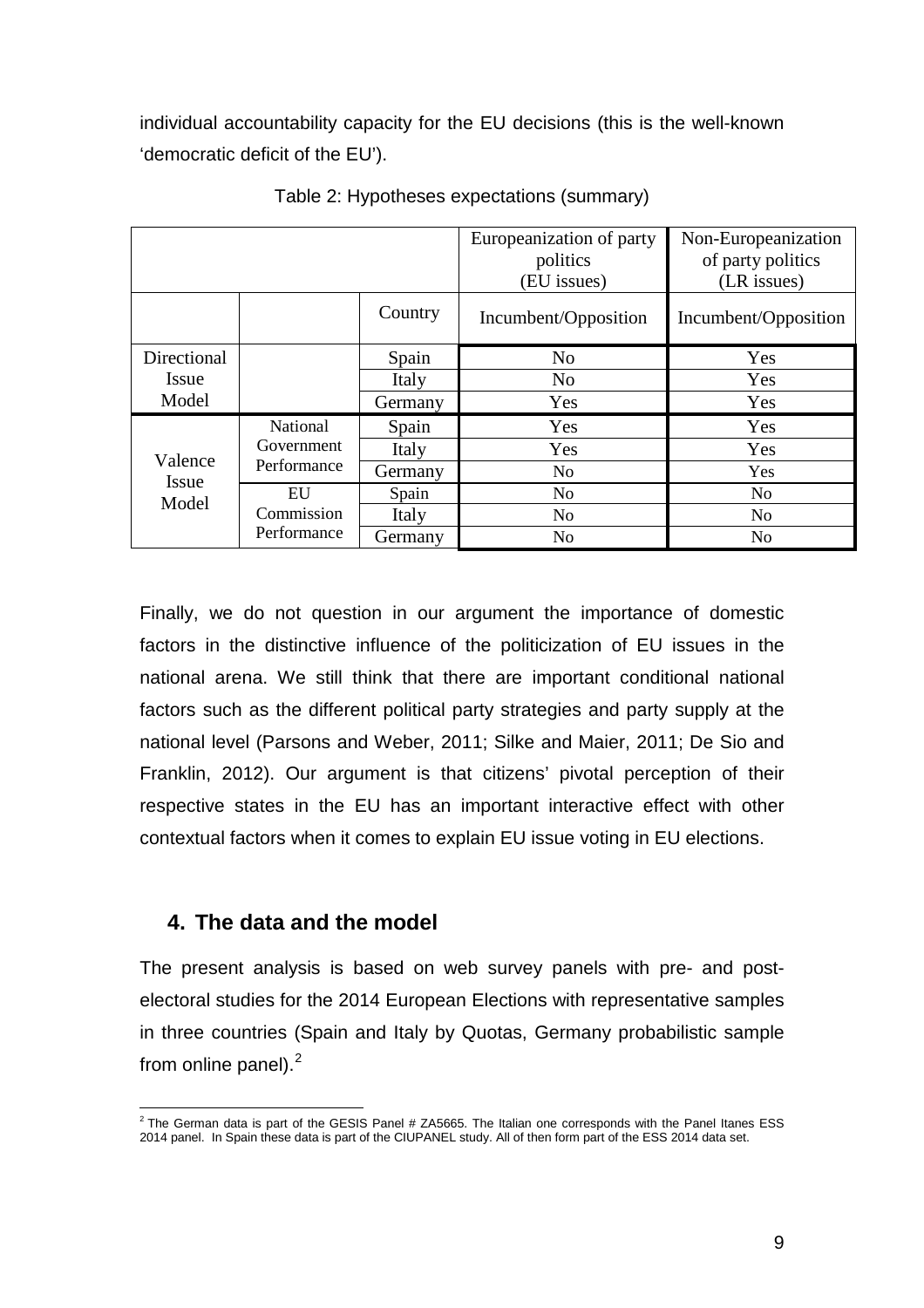individual accountability capacity for the EU decisions (this is the well-known 'democratic deficit of the EU').

Table 2: Hypotheses expectations (summary)

| | | | Europeanization of party politics (EU issues) | Non-Europeanization of party politics (LR issues) |
|---|---|---|---|---|
| | | Country | Incumbent/Opposition | Incumbent/Opposition |
| Directional Issue Model | | Spain | No | Yes |
| | | Italy | No | Yes |
| | | Germany | Yes | Yes |
| Valence Issue Model | National Government Performance | Spain | Yes | Yes |
| | | Italy | Yes | Yes |
| | | Germany | No | Yes |
| | EU Commission Performance | Spain | No | No |
| | | Italy | No | No |
| | | Germany | No | No |

Finally, we do not question in our argument the importance of domestic factors in the distinctive influence of the politicization of EU issues in the national arena. We still think that there are important conditional national factors such as the different political party strategies and party supply at the national level (Parsons and Weber, 2011; Silke and Maier, 2011; De Sio and Franklin, 2012). Our argument is that citizens' pivotal perception of their respective states in the EU has an important interactive effect with other contextual factors when it comes to explain EU issue voting in EU elections.

## 4. The data and the model

The present analysis is based on web survey panels with pre- and post-electoral studies for the 2014 European Elections with representative samples in three countries (Spain and Italy by Quotas, Germany probabilistic sample from online panel).[2]

[2] The German data is part of the GESIS Panel # ZA5665. The Italian one corresponds with the Panel Itanes ESS 2014 panel. In Spain these data is part of the CIUPANEL study. All of then form part of the ESS 2014 data set.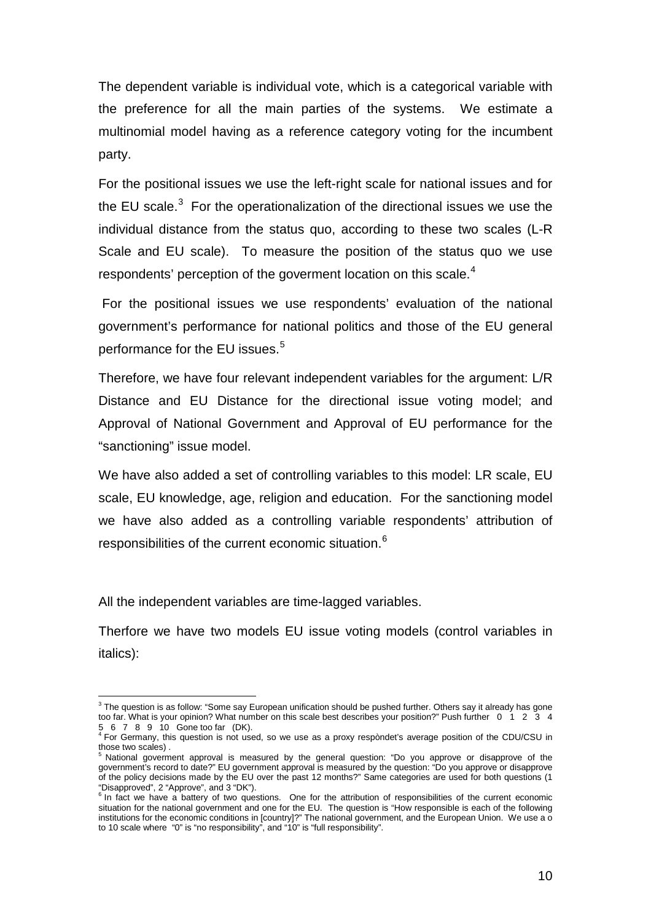The dependent variable is individual vote, which is a categorical variable with the preference for all the main parties of the systems. We estimate a multinomial model having as a reference category voting for the incumbent party.

For the positional issues we use the left-right scale for national issues and for the EU scale.[3] For the operationalization of the directional issues we use the individual distance from the status quo, according to these two scales (L-R Scale and EU scale). To measure the position of the status quo we use respondents' perception of the goverment location on this scale.[4]

For the positional issues we use respondents' evaluation of the national government's performance for national politics and those of the EU general performance for the EU issues.[5]

Therefore, we have four relevant independent variables for the argument: L/R Distance and EU Distance for the directional issue voting model; and Approval of National Government and Approval of EU performance for the "sanctioning" issue model.

We have also added a set of controlling variables to this model: LR scale, EU scale, EU knowledge, age, religion and education. For the sanctioning model we have also added as a controlling variable respondents' attribution of responsibilities of the current economic situation.[6]

All the independent variables are time-lagged variables.

Therfore we have two models EU issue voting models (control variables in italics):

---

[3] The question is as follow: "Some say European unification should be pushed further. Others say it already has gone too far. What is your opinion? What number on this scale best describes your position?" Push further 0 1 2 3 4 5 6 7 8 9 10 Gone too far (DK).

[4] For Germany, this question is not used, so we use as a proxy respòndet's average position of the CDU/CSU in those two scales) .

[5] National goverment approval is measured by the general question: "Do you approve or disapprove of the government's record to date?" EU government approval is measured by the question: "Do you approve or disapprove of the policy decisions made by the EU over the past 12 months?" Same categories are used for both questions (1 "Disapproved", 2 "Approve", and 3 "DK").

[6] In fact we have a battery of two questions. One for the attribution of responsibilities of the current economic situation for the national government and one for the EU. The question is "How responsible is each of the following institutions for the economic conditions in [country]?" The national government, and the European Union. We use a o to 10 scale where "0" is "no responsibility", and "10" is "full responsibility".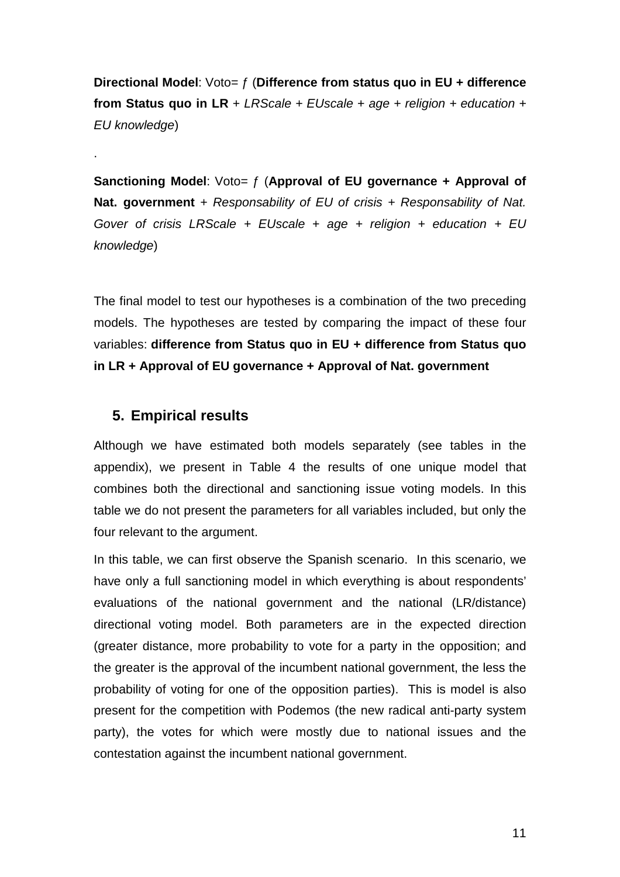**Directional Model**: Voto= ƒ (**Difference from status quo in EU + difference from Status quo in LR** + *LRScale* + *EUscale* + *age* + *religion* + *education* + *EU knowledge*)

.

**Sanctioning Model**: Voto= ƒ (**Approval of EU governance + Approval of Nat. government** + *Responsability of EU of crisis* + *Responsability of Nat. Gover of crisis LRScale* + *EUscale* + *age* + *religion* + *education* + *EU knowledge*)

The final model to test our hypotheses is a combination of the two preceding models. The hypotheses are tested by comparing the impact of these four variables: **difference from Status quo in EU + difference from Status quo in LR + Approval of EU governance + Approval of Nat. government**

## 5. Empirical results

Although we have estimated both models separately (see tables in the appendix), we present in Table 4 the results of one unique model that combines both the directional and sanctioning issue voting models. In this table we do not present the parameters for all variables included, but only the four relevant to the argument.

In this table, we can first observe the Spanish scenario. In this scenario, we have only a full sanctioning model in which everything is about respondents' evaluations of the national government and the national (LR/distance) directional voting model. Both parameters are in the expected direction (greater distance, more probability to vote for a party in the opposition; and the greater is the approval of the incumbent national government, the less the probability of voting for one of the opposition parties). This is model is also present for the competition with Podemos (the new radical anti-party system party), the votes for which were mostly due to national issues and the contestation against the incumbent national government.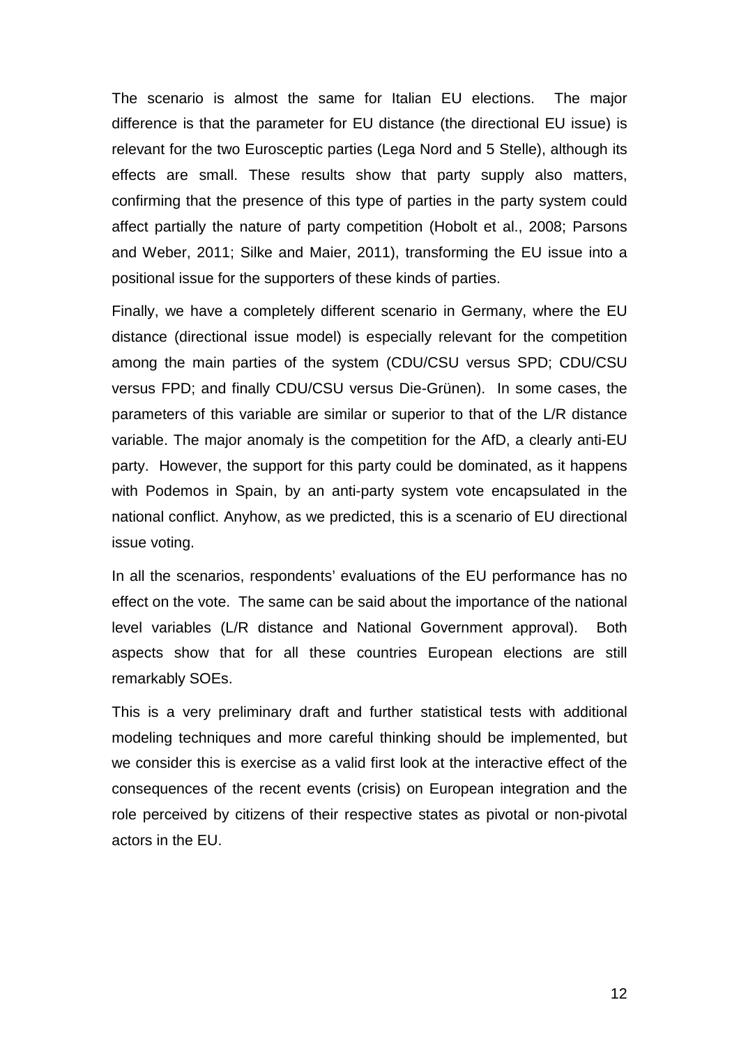The scenario is almost the same for Italian EU elections. The major difference is that the parameter for EU distance (the directional EU issue) is relevant for the two Eurosceptic parties (Lega Nord and 5 Stelle), although its effects are small. These results show that party supply also matters, confirming that the presence of this type of parties in the party system could affect partially the nature of party competition (Hobolt et al., 2008; Parsons and Weber, 2011; Silke and Maier, 2011), transforming the EU issue into a positional issue for the supporters of these kinds of parties.

Finally, we have a completely different scenario in Germany, where the EU distance (directional issue model) is especially relevant for the competition among the main parties of the system (CDU/CSU versus SPD; CDU/CSU versus FPD; and finally CDU/CSU versus Die-Grünen). In some cases, the parameters of this variable are similar or superior to that of the L/R distance variable. The major anomaly is the competition for the AfD, a clearly anti-EU party. However, the support for this party could be dominated, as it happens with Podemos in Spain, by an anti-party system vote encapsulated in the national conflict. Anyhow, as we predicted, this is a scenario of EU directional issue voting.

In all the scenarios, respondents' evaluations of the EU performance has no effect on the vote. The same can be said about the importance of the national level variables (L/R distance and National Government approval). Both aspects show that for all these countries European elections are still remarkably SOEs.

This is a very preliminary draft and further statistical tests with additional modeling techniques and more careful thinking should be implemented, but we consider this is exercise as a valid first look at the interactive effect of the consequences of the recent events (crisis) on European integration and the role perceived by citizens of their respective states as pivotal or non-pivotal actors in the EU.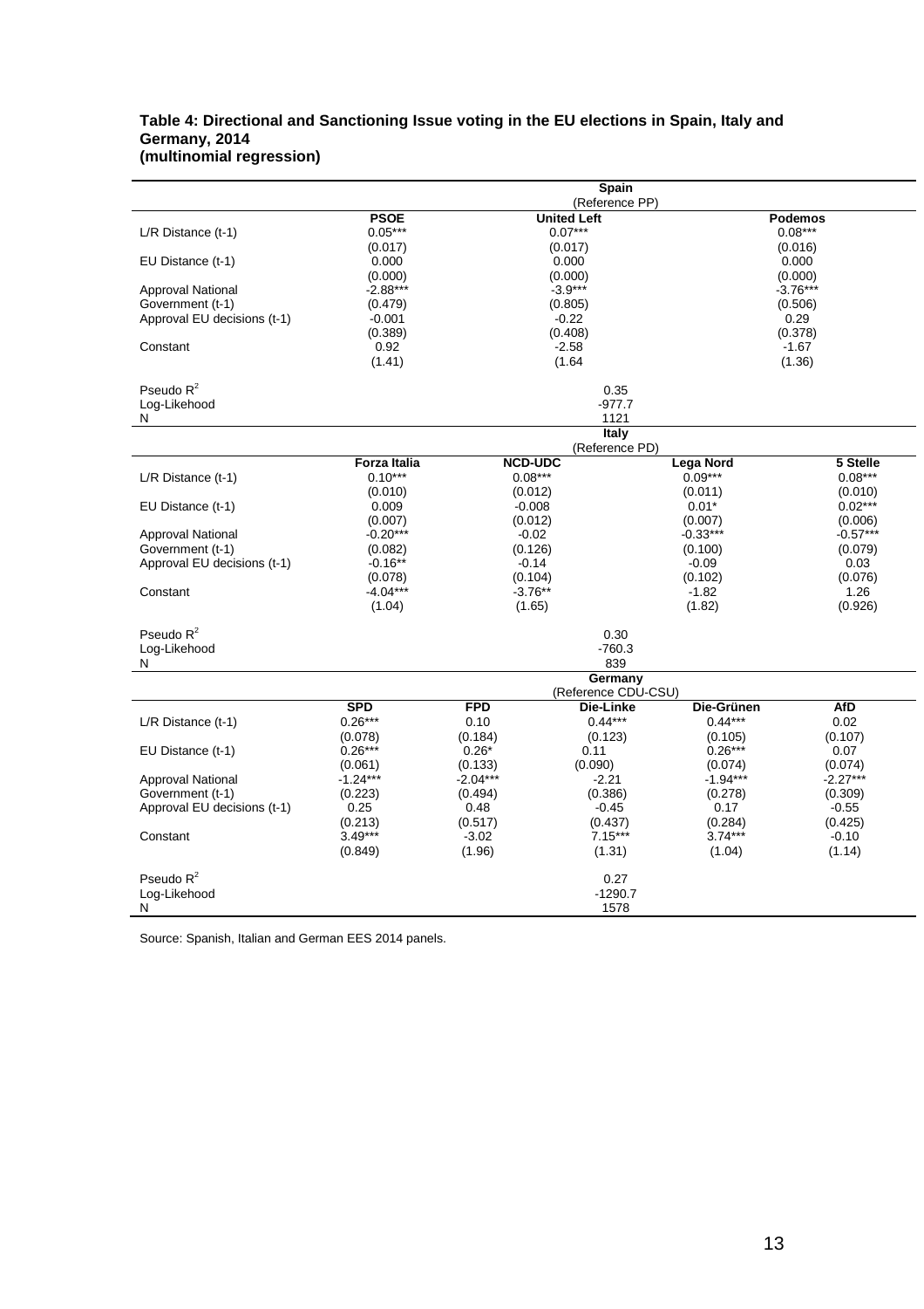**Table 4: Directional and Sanctioning Issue voting in the EU elections in Spain, Italy and Germany, 2014 (multinomial regression)**

| | Spain (Reference PP) | | |
|---|---|---|---|
| | **PSOE** | **United Left** | **Podemos** |
| L/R Distance (t-1) | 0.05*** | 0.07*** | 0.08*** |
| | (0.017) | (0.017) | (0.016) |
| EU Distance (t-1) | 0.000 | 0.000 | 0.000 |
| | (0.000) | (0.000) | (0.000) |
| Approval National Government (t-1) | -2.88*** | -3.9*** | -3.76*** |
| | (0.479) | (0.805) | (0.506) |
| Approval EU decisions (t-1) | -0.001 | -0.22 | 0.29 |
| | (0.389) | (0.408) | (0.378) |
| Constant | 0.92 | -2.58 | -1.67 |
| | (1.41) | (1.64 | (1.36) |
| Pseudo $R^2$ | | 0.35 | |
| Log-Likehood | | -977.7 | |
| N | | 1121 | |

| | Italy (Reference PD) | | | |
|---|---|---|---|---|
| | **Forza Italia** | **NCD-UDC** | **Lega Nord** | **5 Stelle** |
| L/R Distance (t-1) | 0.10*** | 0.08*** | 0.09*** | 0.08*** |
| | (0.010) | (0.012) | (0.011) | (0.010) |
| EU Distance (t-1) | 0.009 | -0.008 | 0.01* | 0.02*** |
| | (0.007) | (0.012) | (0.007) | (0.006) |
| Approval National Government (t-1) | -0.20*** | -0.02 | -0.33*** | -0.57*** |
| | (0.082) | (0.126) | (0.100) | (0.079) |
| Approval EU decisions (t-1) | -0.16** | -0.14 | -0.09 | 0.03 |
| | (0.078) | (0.104) | (0.102) | (0.076) |
| Constant | -4.04*** | -3.76** | -1.82 | 1.26 |
| | (1.04) | (1.65) | (1.82) | (0.926) |
| Pseudo $R^2$ | | 0.30 | | |
| Log-Likehood | | -760.3 | | |
| N | | 839 | | |

| | Germany (Reference CDU-CSU) | | | | |
|---|---|---|---|---|---|
| | **SPD** | **FPD** | **Die-Linke** | **Die-Grünen** | **AfD** |
| L/R Distance (t-1) | 0.26*** | 0.10 | 0.44*** | 0.44*** | 0.02 |
| | (0.078) | (0.184) | (0.123) | (0.105) | (0.107) |
| EU Distance (t-1) | 0.26*** | 0.26* | 0.11 | 0.26*** | 0.07 |
| | (0.061) | (0.133) | (0.090) | (0.074) | (0.074) |
| Approval National Government (t-1) | -1.24*** | -2.04*** | -2.21 | -1.94*** | -2.27*** |
| | (0.223) | (0.494) | (0.386) | (0.278) | (0.309) |
| Approval EU decisions (t-1) | 0.25 | 0.48 | -0.45 | 0.17 | -0.55 |
| | (0.213) | (0.517) | (0.437) | (0.284) | (0.425) |
| Constant | 3.49*** | -3.02 | 7.15*** | 3.74*** | -0.10 |
| | (0.849) | (1.96) | (1.31) | (1.04) | (1.14) |
| Pseudo $R^2$ | | | 0.27 | | |
| Log-Likehood | | | -1290.7 | | |
| N | | | 1578 | | |

Source: Spanish, Italian and German EES 2014 panels.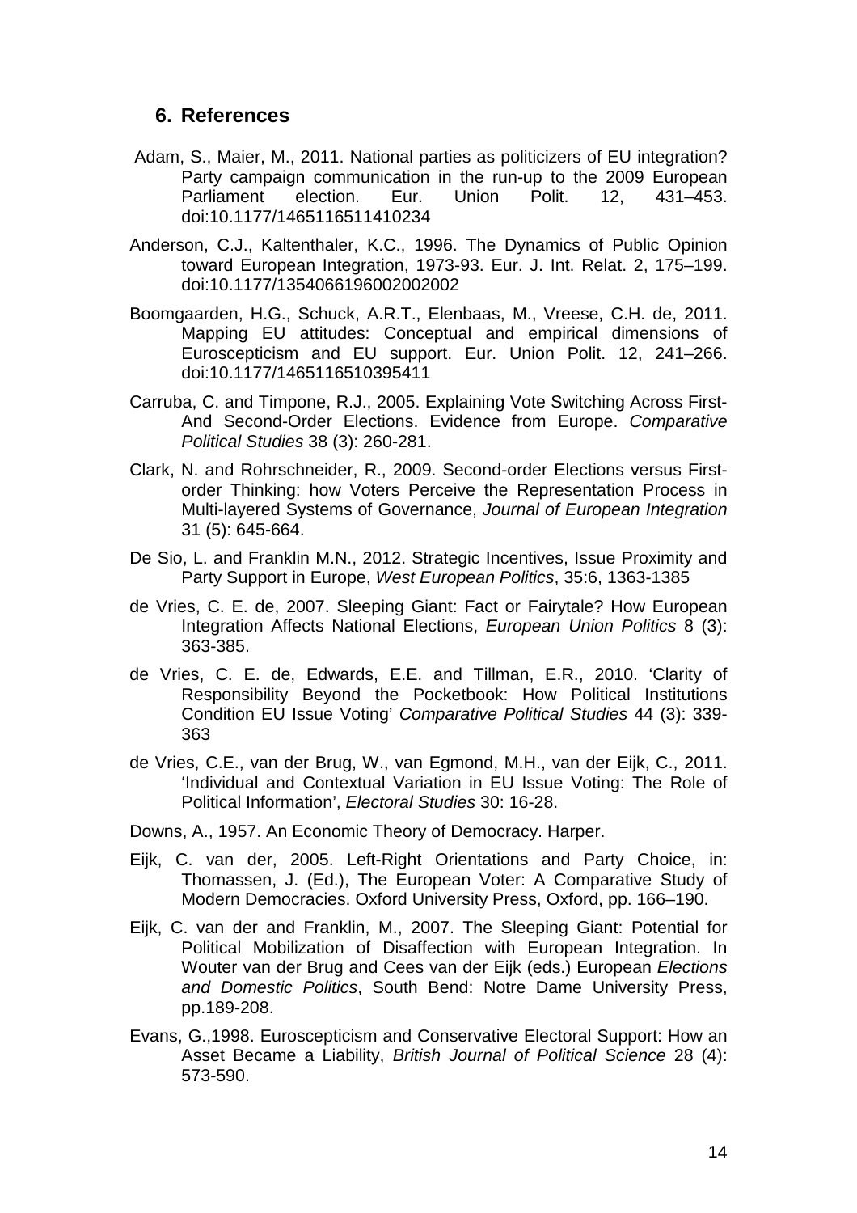## 6. References

Adam, S., Maier, M., 2011. National parties as politicizers of EU integration? Party campaign communication in the run-up to the 2009 European Parliament election. Eur. Union Polit. 12, 431–453. doi:10.1177/1465116511410234

Anderson, C.J., Kaltenthaler, K.C., 1996. The Dynamics of Public Opinion toward European Integration, 1973-93. Eur. J. Int. Relat. 2, 175–199. doi:10.1177/1354066196002002002

Boomgaarden, H.G., Schuck, A.R.T., Elenbaas, M., Vreese, C.H. de, 2011. Mapping EU attitudes: Conceptual and empirical dimensions of Euroscepticism and EU support. Eur. Union Polit. 12, 241–266. doi:10.1177/1465116510395411

Carruba, C. and Timpone, R.J., 2005. Explaining Vote Switching Across First-And Second-Order Elections. Evidence from Europe. *Comparative Political Studies* 38 (3): 260-281.

Clark, N. and Rohrschneider, R., 2009. Second-order Elections versus First-order Thinking: how Voters Perceive the Representation Process in Multi-layered Systems of Governance, *Journal of European Integration* 31 (5): 645-664.

De Sio, L. and Franklin M.N., 2012. Strategic Incentives, Issue Proximity and Party Support in Europe, *West European Politics*, 35:6, 1363-1385

de Vries, C. E. de, 2007. Sleeping Giant: Fact or Fairytale? How European Integration Affects National Elections, *European Union Politics* 8 (3): 363-385.

de Vries, C. E. de, Edwards, E.E. and Tillman, E.R., 2010. 'Clarity of Responsibility Beyond the Pocketbook: How Political Institutions Condition EU Issue Voting' *Comparative Political Studies* 44 (3): 339-363

de Vries, C.E., van der Brug, W., van Egmond, M.H., van der Eijk, C., 2011. 'Individual and Contextual Variation in EU Issue Voting: The Role of Political Information', *Electoral Studies* 30: 16-28.

Downs, A., 1957. An Economic Theory of Democracy. Harper.

Eijk, C. van der, 2005. Left-Right Orientations and Party Choice, in: Thomassen, J. (Ed.), The European Voter: A Comparative Study of Modern Democracies. Oxford University Press, Oxford, pp. 166–190.

Eijk, C. van der and Franklin, M., 2007. The Sleeping Giant: Potential for Political Mobilization of Disaffection with European Integration. In Wouter van der Brug and Cees van der Eijk (eds.) European *Elections and Domestic Politics*, South Bend: Notre Dame University Press, pp.189-208.

Evans, G.,1998. Euroscepticism and Conservative Electoral Support: How an Asset Became a Liability, *British Journal of Political Science* 28 (4): 573-590.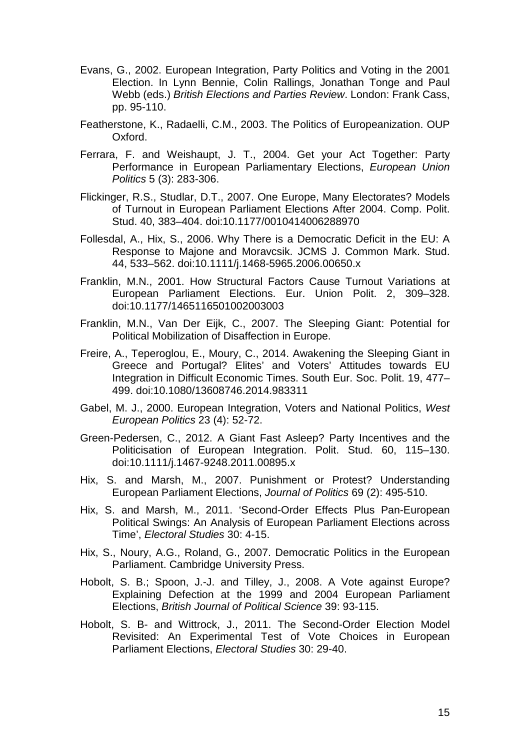Evans, G., 2002. European Integration, Party Politics and Voting in the 2001 Election. In Lynn Bennie, Colin Rallings, Jonathan Tonge and Paul Webb (eds.) *British Elections and Parties Review*. London: Frank Cass, pp. 95-110.

Featherstone, K., Radaelli, C.M., 2003. The Politics of Europeanization. OUP Oxford.

Ferrara, F. and Weishaupt, J. T., 2004. Get your Act Together: Party Performance in European Parliamentary Elections, *European Union Politics* 5 (3): 283-306.

Flickinger, R.S., Studlar, D.T., 2007. One Europe, Many Electorates? Models of Turnout in European Parliament Elections After 2004. Comp. Polit. Stud. 40, 383–404. doi:10.1177/0010414006288970

Follesdal, A., Hix, S., 2006. Why There is a Democratic Deficit in the EU: A Response to Majone and Moravcsik. JCMS J. Common Mark. Stud. 44, 533–562. doi:10.1111/j.1468-5965.2006.00650.x

Franklin, M.N., 2001. How Structural Factors Cause Turnout Variations at European Parliament Elections. Eur. Union Polit. 2, 309–328. doi:10.1177/1465116501002003003

Franklin, M.N., Van Der Eijk, C., 2007. The Sleeping Giant: Potential for Political Mobilization of Disaffection in Europe.

Freire, A., Teperoglou, E., Moury, C., 2014. Awakening the Sleeping Giant in Greece and Portugal? Elites' and Voters' Attitudes towards EU Integration in Difficult Economic Times. South Eur. Soc. Polit. 19, 477–499. doi:10.1080/13608746.2014.983311

Gabel, M. J., 2000. European Integration, Voters and National Politics, *West European Politics* 23 (4): 52-72.

Green-Pedersen, C., 2012. A Giant Fast Asleep? Party Incentives and the Politicisation of European Integration. Polit. Stud. 60, 115–130. doi:10.1111/j.1467-9248.2011.00895.x

Hix, S. and Marsh, M., 2007. Punishment or Protest? Understanding European Parliament Elections, *Journal of Politics* 69 (2): 495-510.

Hix, S. and Marsh, M., 2011. 'Second-Order Effects Plus Pan-European Political Swings: An Analysis of European Parliament Elections across Time', *Electoral Studies* 30: 4-15.

Hix, S., Noury, A.G., Roland, G., 2007. Democratic Politics in the European Parliament. Cambridge University Press.

Hobolt, S. B.; Spoon, J.-J. and Tilley, J., 2008. A Vote against Europe? Explaining Defection at the 1999 and 2004 European Parliament Elections, *British Journal of Political Science* 39: 93-115.

Hobolt, S. B- and Wittrock, J., 2011. The Second-Order Election Model Revisited: An Experimental Test of Vote Choices in European Parliament Elections, *Electoral Studies* 30: 29-40.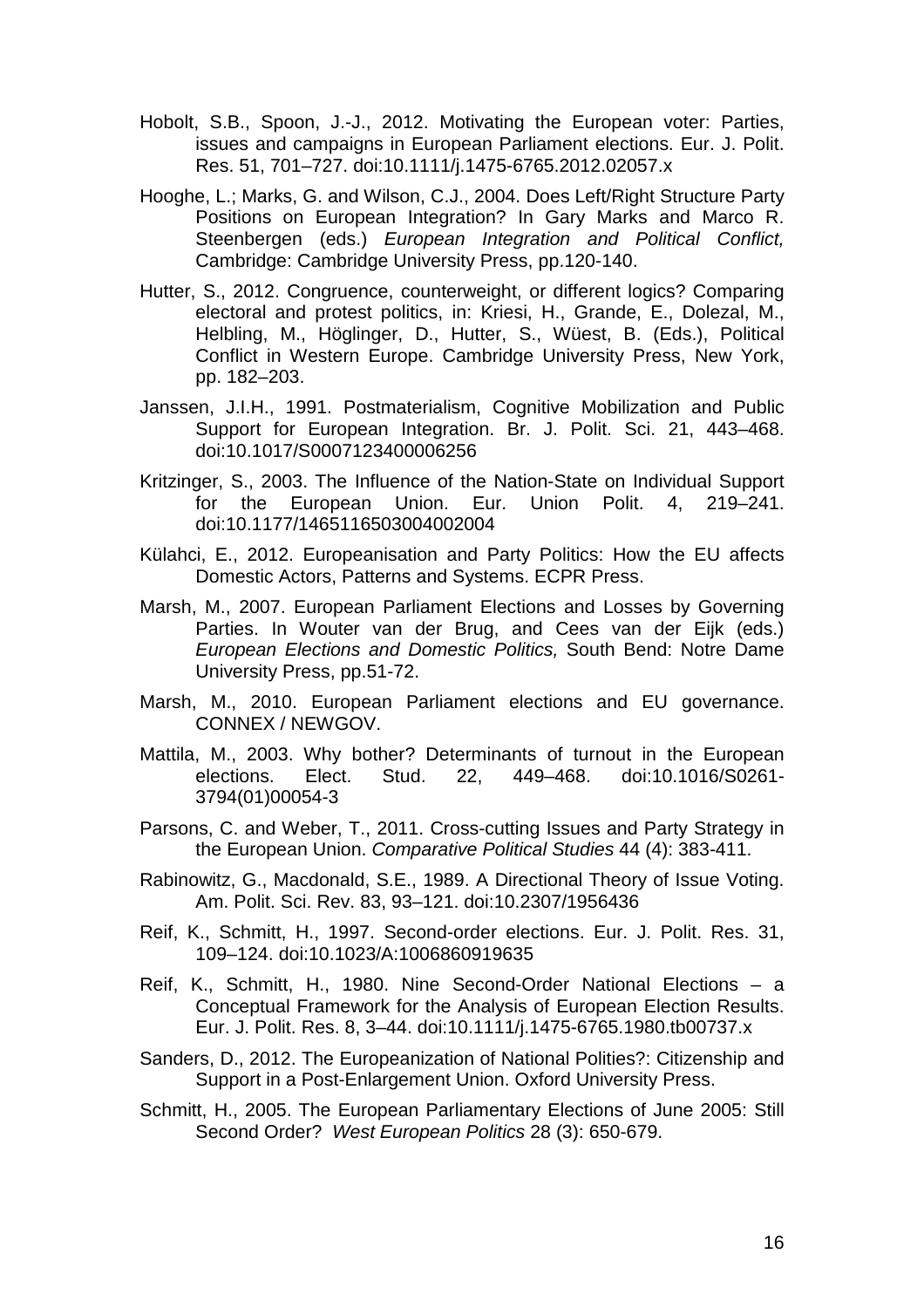Hobolt, S.B., Spoon, J.-J., 2012. Motivating the European voter: Parties, issues and campaigns in European Parliament elections. Eur. J. Polit. Res. 51, 701–727. doi:10.1111/j.1475-6765.2012.02057.x

Hooghe, L.; Marks, G. and Wilson, C.J., 2004. Does Left/Right Structure Party Positions on European Integration? In Gary Marks and Marco R. Steenbergen (eds.) *European Integration and Political Conflict,* Cambridge: Cambridge University Press, pp.120-140.

Hutter, S., 2012. Congruence, counterweight, or different logics? Comparing electoral and protest politics, in: Kriesi, H., Grande, E., Dolezal, M., Helbling, M., Höglinger, D., Hutter, S., Wüest, B. (Eds.), Political Conflict in Western Europe. Cambridge University Press, New York, pp. 182–203.

Janssen, J.I.H., 1991. Postmaterialism, Cognitive Mobilization and Public Support for European Integration. Br. J. Polit. Sci. 21, 443–468. doi:10.1017/S0007123400006256

Kritzinger, S., 2003. The Influence of the Nation-State on Individual Support for the European Union. Eur. Union Polit. 4, 219–241. doi:10.1177/1465116503004002004

Külahci, E., 2012. Europeanisation and Party Politics: How the EU affects Domestic Actors, Patterns and Systems. ECPR Press.

Marsh, M., 2007. European Parliament Elections and Losses by Governing Parties. In Wouter van der Brug, and Cees van der Eijk (eds.) *European Elections and Domestic Politics,* South Bend: Notre Dame University Press, pp.51-72.

Marsh, M., 2010. European Parliament elections and EU governance. CONNEX / NEWGOV.

Mattila, M., 2003. Why bother? Determinants of turnout in the European elections. Elect. Stud. 22, 449–468. doi:10.1016/S0261-3794(01)00054-3

Parsons, C. and Weber, T., 2011. Cross-cutting Issues and Party Strategy in the European Union. *Comparative Political Studies* 44 (4): 383-411.

Rabinowitz, G., Macdonald, S.E., 1989. A Directional Theory of Issue Voting. Am. Polit. Sci. Rev. 83, 93–121. doi:10.2307/1956436

Reif, K., Schmitt, H., 1997. Second-order elections. Eur. J. Polit. Res. 31, 109–124. doi:10.1023/A:1006860919635

Reif, K., Schmitt, H., 1980. Nine Second-Order National Elections – a Conceptual Framework for the Analysis of European Election Results. Eur. J. Polit. Res. 8, 3–44. doi:10.1111/j.1475-6765.1980.tb00737.x

Sanders, D., 2012. The Europeanization of National Polities?: Citizenship and Support in a Post-Enlargement Union. Oxford University Press.

Schmitt, H., 2005. The European Parliamentary Elections of June 2005: Still Second Order? *West European Politics* 28 (3): 650-679.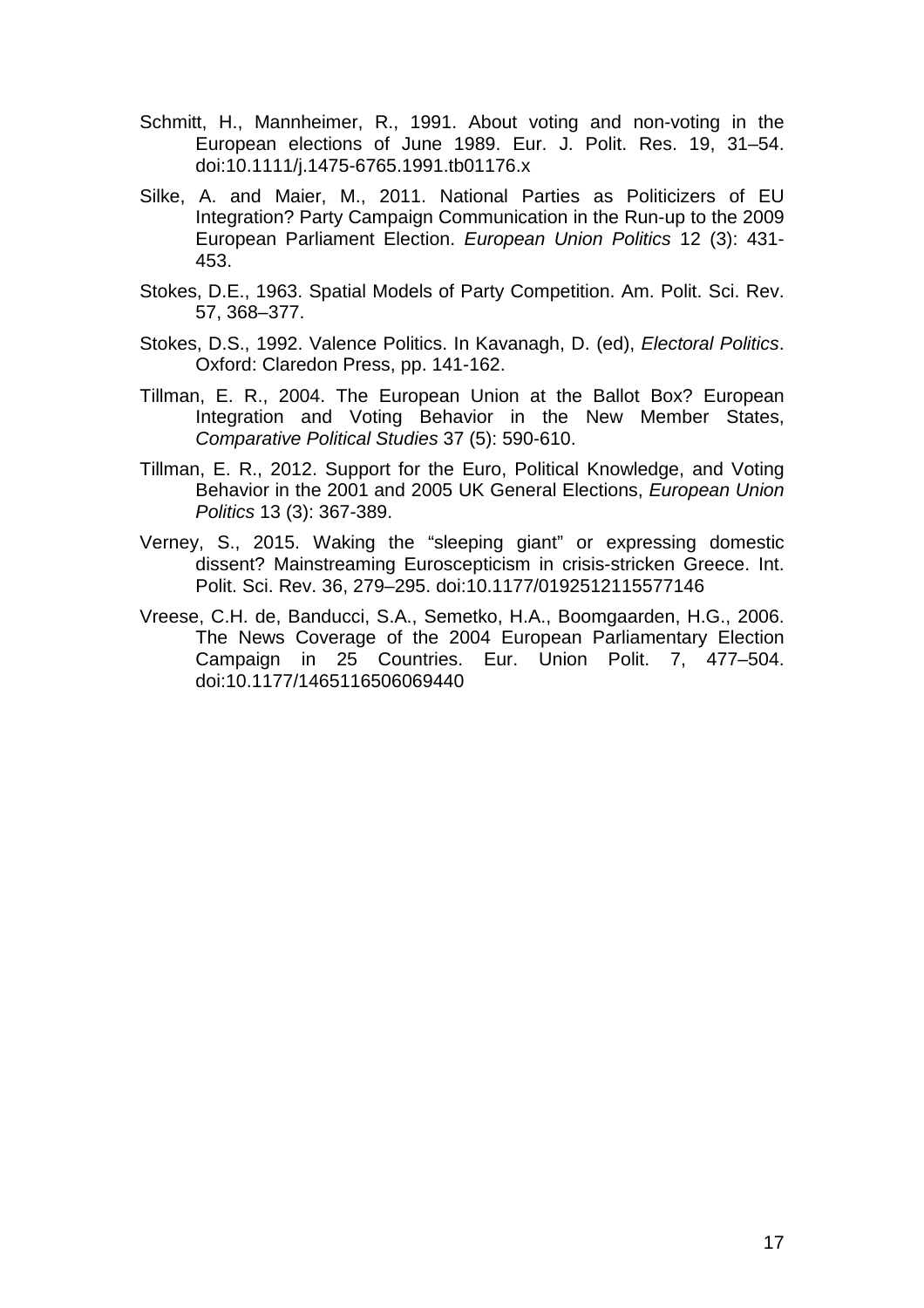Schmitt, H., Mannheimer, R., 1991. About voting and non-voting in the European elections of June 1989. Eur. J. Polit. Res. 19, 31–54. doi:10.1111/j.1475-6765.1991.tb01176.x

Silke, A. and Maier, M., 2011. National Parties as Politicizers of EU Integration? Party Campaign Communication in the Run-up to the 2009 European Parliament Election. *European Union Politics* 12 (3): 431-453.

Stokes, D.E., 1963. Spatial Models of Party Competition. Am. Polit. Sci. Rev. 57, 368–377.

Stokes, D.S., 1992. Valence Politics. In Kavanagh, D. (ed), *Electoral Politics*. Oxford: Claredon Press, pp. 141-162.

Tillman, E. R., 2004. The European Union at the Ballot Box? European Integration and Voting Behavior in the New Member States, *Comparative Political Studies* 37 (5): 590-610.

Tillman, E. R., 2012. Support for the Euro, Political Knowledge, and Voting Behavior in the 2001 and 2005 UK General Elections, *European Union Politics* 13 (3): 367-389.

Verney, S., 2015. Waking the "sleeping giant" or expressing domestic dissent? Mainstreaming Euroscepticism in crisis-stricken Greece. Int. Polit. Sci. Rev. 36, 279–295. doi:10.1177/0192512115577146

Vreese, C.H. de, Banducci, S.A., Semetko, H.A., Boomgaarden, H.G., 2006. The News Coverage of the 2004 European Parliamentary Election Campaign in 25 Countries. Eur. Union Polit. 7, 477–504. doi:10.1177/1465116506069440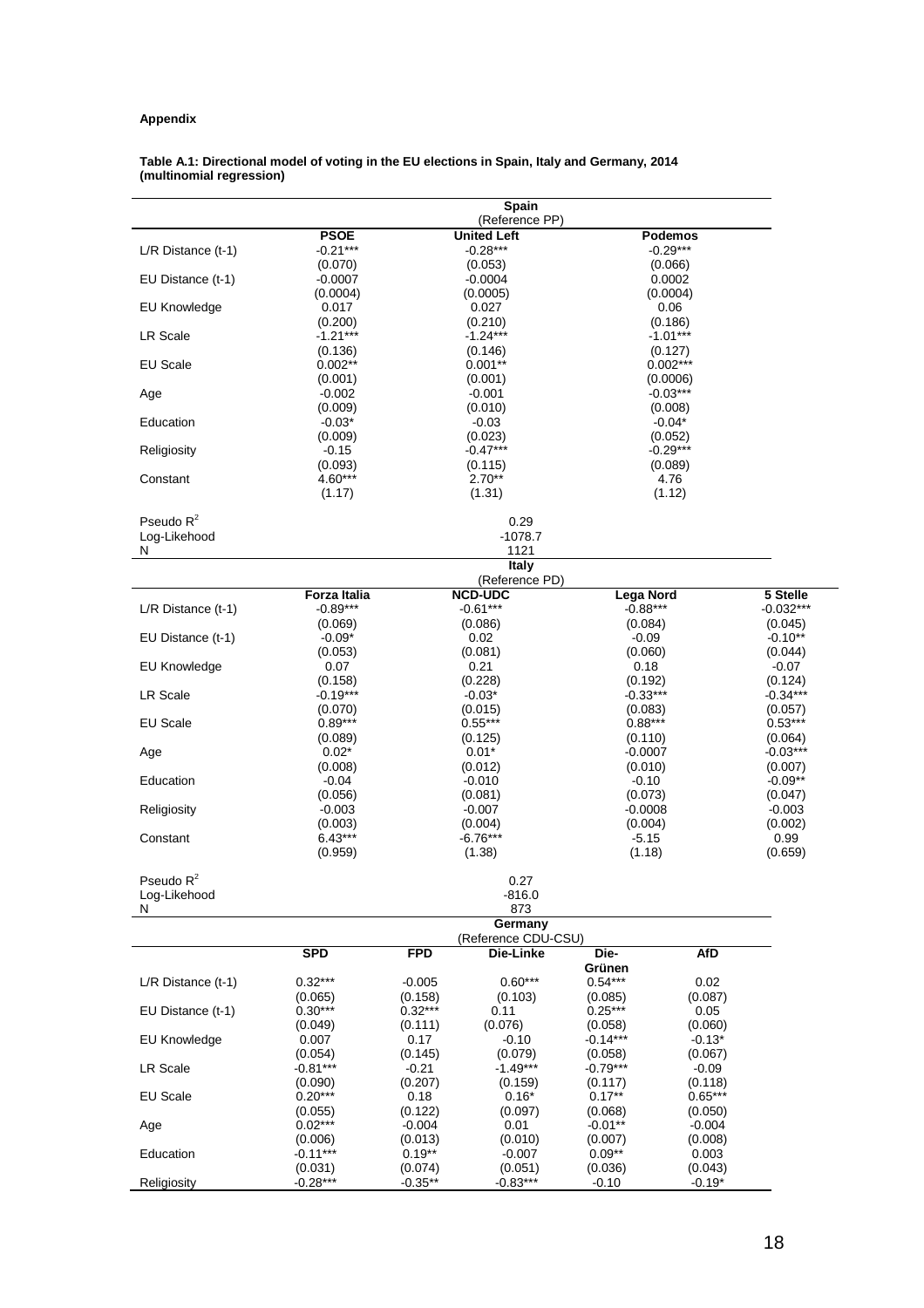**Appendix**

**Table A.1: Directional model of voting in the EU elections in Spain, Italy and Germany, 2014 (multinomial regression)**

| | Spain (Reference PP) | | |
|---|---|---|---|
| | **PSOE** | **United Left** | **Podemos** |
| L/R Distance (t-1) | -0.21*** | -0.28*** | -0.29*** |
| | (0.070) | (0.053) | (0.066) |
| EU Distance (t-1) | -0.0007 | -0.0004 | 0.0002 |
| | (0.0004) | (0.0005) | (0.0004) |
| EU Knowledge | 0.017 | 0.027 | 0.06 |
| | (0.200) | (0.210) | (0.186) |
| LR Scale | -1.21*** | -1.24*** | -1.01*** |
| | (0.136) | (0.146) | (0.127) |
| EU Scale | 0.002** | 0.001** | 0.002*** |
| | (0.001) | (0.001) | (0.0006) |
| Age | -0.002 | -0.001 | -0.03*** |
| | (0.009) | (0.010) | (0.008) |
| Education | -0.03* | -0.03 | -0.04* |
| | (0.009) | (0.023) | (0.052) |
| Religiosity | -0.15 | -0.47*** | -0.29*** |
| | (0.093) | (0.115) | (0.089) |
| Constant | 4.60*** | 2.70** | 4.76 |
| | (1.17) | (1.31) | (1.12) |
| Pseudo $R^2$ | | 0.29 | |
| Log-Likehood | | -1078.7 | |
| N | | 1121 | |

| | Italy (Reference PD) | | | |
|---|---|---|---|---|
| | **Forza Italia** | **NCD-UDC** | **Lega Nord** | **5 Stelle** |
| L/R Distance (t-1) | -0.89*** | -0.61*** | -0.88*** | -0.032*** |
| | (0.069) | (0.086) | (0.084) | (0.045) |
| EU Distance (t-1) | -0.09* | 0.02 | -0.09 | -0.10** |
| | (0.053) | (0.081) | (0.060) | (0.044) |
| EU Knowledge | 0.07 | 0.21 | 0.18 | -0.07 |
| | (0.158) | (0.228) | (0.192) | (0.124) |
| LR Scale | -0.19*** | -0.03* | -0.33*** | -0.34*** |
| | (0.070) | (0.015) | (0.083) | (0.057) |
| EU Scale | 0.89*** | 0.55*** | 0.88*** | 0.53*** |
| | (0.089) | (0.125) | (0.110) | (0.064) |
| Age | 0.02* | 0.01* | -0.0007 | -0.03*** |
| | (0.008) | (0.012) | (0.010) | (0.007) |
| Education | -0.04 | -0.010 | -0.10 | -0.09** |
| | (0.056) | (0.081) | (0.073) | (0.047) |
| Religiosity | -0.003 | -0.007 | -0.0008 | -0.003 |
| | (0.003) | (0.004) | (0.004) | (0.002) |
| Constant | 6.43*** | -6.76*** | -5.15 | 0.99 |
| | (0.959) | (1.38) | (1.18) | (0.659) |
| Pseudo $R^2$ | | 0.27 | | |
| Log-Likehood | | -816.0 | | |
| N | | 873 | | |

| | Germany (Reference CDU-CSU) | | | | |
|---|---|---|---|---|---|
| | **SPD** | **FPD** | **Die-Linke** | **Die-Grünen** | **AfD** |
| L/R Distance (t-1) | 0.32*** | -0.005 | 0.60*** | 0.54*** | 0.02 |
| | (0.065) | (0.158) | (0.103) | (0.085) | (0.087) |
| EU Distance (t-1) | 0.30*** | 0.32*** | 0.11 | 0.25*** | 0.05 |
| | (0.049) | (0.111) | (0.076) | (0.058) | (0.060) |
| EU Knowledge | 0.007 | 0.17 | -0.10 | -0.14*** | -0.13* |
| | (0.054) | (0.145) | (0.079) | (0.058) | (0.067) |
| LR Scale | -0.81*** | -0.21 | -1.49*** | -0.79*** | -0.09 |
| | (0.090) | (0.207) | (0.159) | (0.117) | (0.118) |
| EU Scale | 0.20*** | 0.18 | 0.16* | 0.17** | 0.65*** |
| | (0.055) | (0.122) | (0.097) | (0.068) | (0.050) |
| Age | 0.02*** | -0.004 | 0.01 | -0.01** | -0.004 |
| | (0.006) | (0.013) | (0.010) | (0.007) | (0.008) |
| Education | -0.11*** | 0.19** | -0.007 | 0.09** | 0.003 |
| | (0.031) | (0.074) | (0.051) | (0.036) | (0.043) |
| Religiosity | -0.28*** | -0.35** | -0.83*** | -0.10 | -0.19* |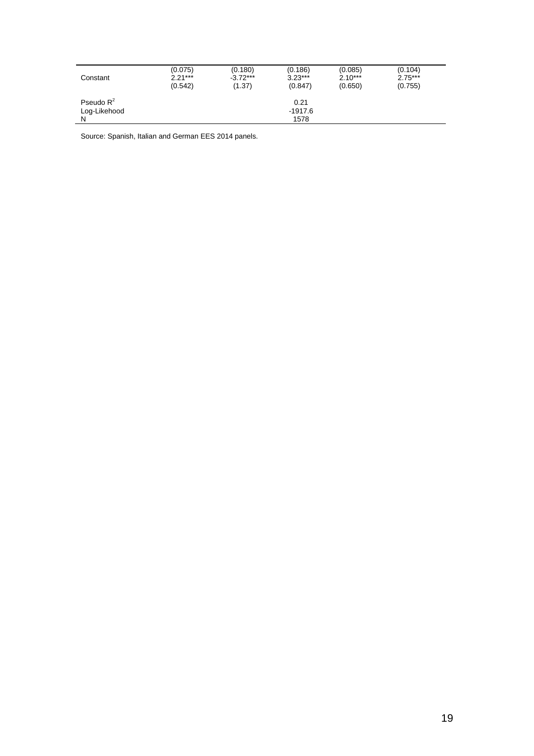|  |  |  |  |  |  |
|---|---|---|---|---|---|
|  | (0.075) | (0.180) | (0.186) | (0.085) | (0.104) |
| Constant | 2.21*** | -3.72*** | 3.23*** | 2.10*** | 2.75*** |
|  | (0.542) | (1.37) | (0.847) | (0.650) | (0.755) |
| Pseudo $R^2$ |  |  | 0.21 |  |  |
| Log-Likehood |  |  | -1917.6 |  |  |
| N |  |  | 1578 |  |  |

Source: Spanish, Italian and German EES 2014 panels.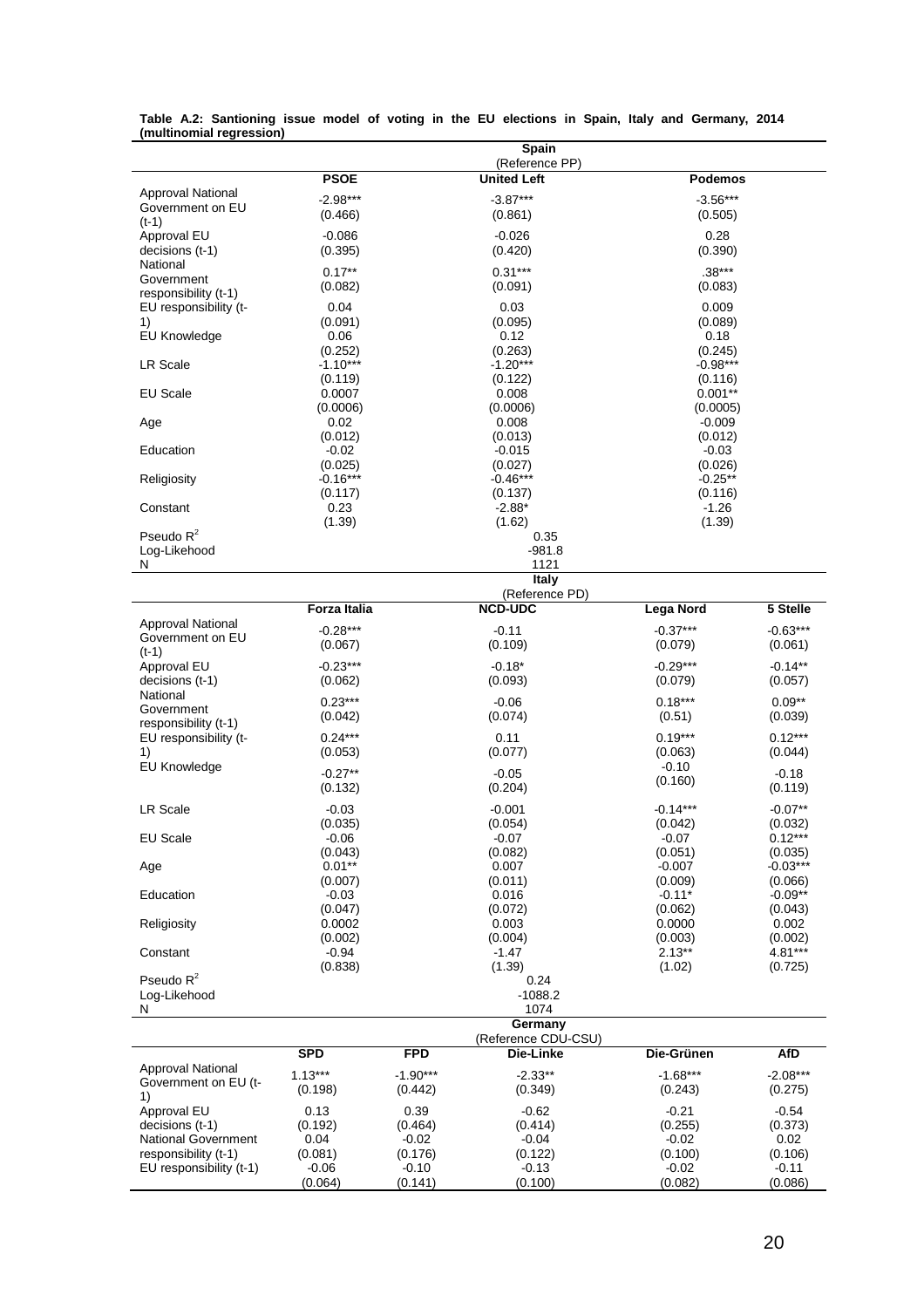**Table A.2: Santioning issue model of voting in the EU elections in Spain, Italy and Germany, 2014 (multinomial regression)**

| | Spain (Reference PP) | | |
|---|---|---|---|
| | **PSOE** | **United Left** | **Podemos** |
| Approval National Government on EU (t-1) | -2.98*** | -3.87*** | -3.56*** |
| | (0.466) | (0.861) | (0.505) |
| Approval EU decisions (t-1) | -0.086 | -0.026 | 0.28 |
| | (0.395) | (0.420) | (0.390) |
| National Government responsibility (t-1) | 0.17** | 0.31*** | .38*** |
| | (0.082) | (0.091) | (0.083) |
| EU responsibility (t-1) | 0.04 | 0.03 | 0.009 |
| | (0.091) | (0.095) | (0.089) |
| EU Knowledge | 0.06 | 0.12 | 0.18 |
| | (0.252) | (0.263) | (0.245) |
| LR Scale | -1.10*** | -1.20*** | -0.98*** |
| | (0.119) | (0.122) | (0.116) |
| EU Scale | 0.0007 | 0.008 | 0.001** |
| | (0.0006) | (0.0006) | (0.0005) |
| Age | 0.02 | 0.008 | -0.009 |
| | (0.012) | (0.013) | (0.012) |
| Education | -0.02 | -0.015 | -0.03 |
| | (0.025) | (0.027) | (0.026) |
| Religiosity | -0.16*** | -0.46*** | -0.25** |
| | (0.117) | (0.137) | (0.116) |
| Constant | 0.23 | -2.88* | -1.26 |
| | (1.39) | (1.62) | (1.39) |
| Pseudo $R^2$ | | 0.35 | |
| Log-Likehood | | -981.8 | |
| N | | 1121 | |

| | Italy (Reference PD) | | | |
|---|---|---|---|---|
| | **Forza Italia** | **NCD-UDC** | **Lega Nord** | **5 Stelle** |
| Approval National Government on EU (t-1) | -0.28*** | -0.11 | -0.37*** | -0.63*** |
| | (0.067) | (0.109) | (0.079) | (0.061) |
| Approval EU decisions (t-1) | -0.23*** | -0.18* | -0.29*** | -0.14** |
| | (0.062) | (0.093) | (0.079) | (0.057) |
| National Government responsibility (t-1) | 0.23*** | -0.06 | 0.18*** | 0.09** |
| | (0.042) | (0.074) | (0.51) | (0.039) |
| EU responsibility (t-1) | 0.24*** | 0.11 | 0.19*** | 0.12*** |
| | (0.053) | (0.077) | (0.063) | (0.044) |
| EU Knowledge | -0.27** | -0.05 | -0.10 | -0.18 |
| | (0.132) | (0.204) | (0.160) | (0.119) |
| LR Scale | -0.03 | -0.001 | -0.14*** | -0.07** |
| | (0.035) | (0.054) | (0.042) | (0.032) |
| EU Scale | -0.06 | -0.07 | -0.07 | 0.12*** |
| | (0.043) | (0.082) | (0.051) | (0.035) |
| Age | 0.01** | 0.007 | -0.007 | -0.03*** |
| | (0.007) | (0.011) | (0.009) | (0.066) |
| Education | -0.03 | 0.016 | -0.11* | -0.09** |
| | (0.047) | (0.072) | (0.062) | (0.043) |
| Religiosity | 0.0002 | 0.003 | 0.0000 | 0.002 |
| | (0.002) | (0.004) | (0.003) | (0.002) |
| Constant | -0.94 | -1.47 | 2.13** | 4.81*** |
| | (0.838) | (1.39) | (1.02) | (0.725) |
| Pseudo $R^2$ | | 0.24 | | |
| Log-Likehood | | -1088.2 | | |
| N | | 1074 | | |

| | Germany (Reference CDU-CSU) | | | | |
|---|---|---|---|---|---|
| | **SPD** | **FPD** | **Die-Linke** | **Die-Grünen** | **AfD** |
| Approval National Government on EU (t-1) | 1.13*** | -1.90*** | -2.33** | -1.68*** | -2.08*** |
| | (0.198) | (0.442) | (0.349) | (0.243) | (0.275) |
| Approval EU decisions (t-1) | 0.13 | 0.39 | -0.62 | -0.21 | -0.54 |
| | (0.192) | (0.464) | (0.414) | (0.255) | (0.373) |
| National Government responsibility (t-1) | 0.04 | -0.02 | -0.04 | -0.02 | 0.02 |
| | (0.081) | (0.176) | (0.122) | (0.100) | (0.106) |
| EU responsibility (t-1) | -0.06 | -0.10 | -0.13 | -0.02 | -0.11 |
| | (0.064) | (0.141) | (0.100) | (0.082) | (0.086) |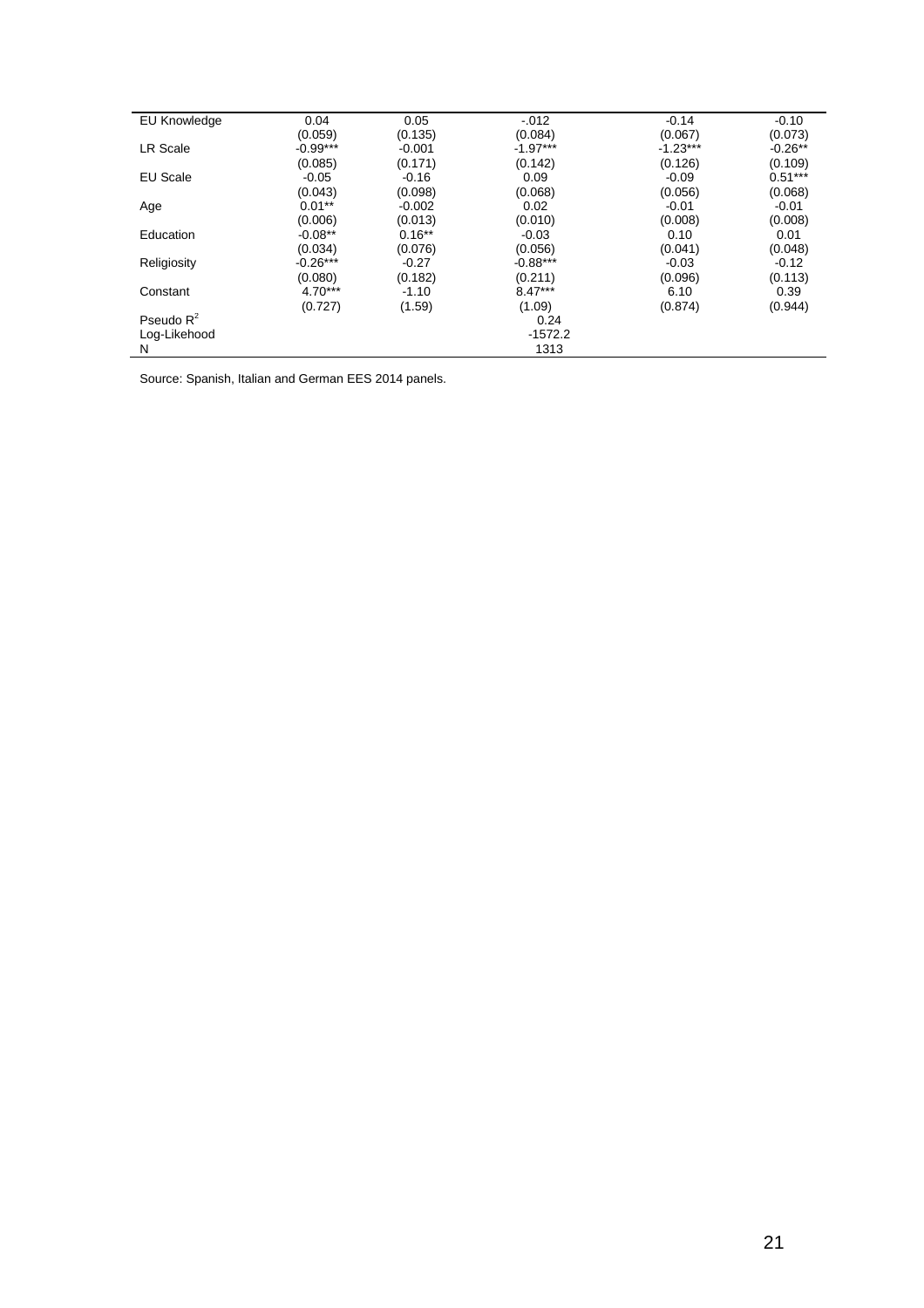| | | | | | |
|---|---|---|---|---|---|
| EU Knowledge | 0.04 | 0.05 | -.012 | -0.14 | -0.10 |
| | (0.059) | (0.135) | (0.084) | (0.067) | (0.073) |
| LR Scale | -0.99*** | -0.001 | -1.97*** | -1.23*** | -0.26** |
| | (0.085) | (0.171) | (0.142) | (0.126) | (0.109) |
| EU Scale | -0.05 | -0.16 | 0.09 | -0.09 | 0.51*** |
| | (0.043) | (0.098) | (0.068) | (0.056) | (0.068) |
| Age | 0.01** | -0.002 | 0.02 | -0.01 | -0.01 |
| | (0.006) | (0.013) | (0.010) | (0.008) | (0.008) |
| Education | -0.08** | 0.16** | -0.03 | 0.10 | 0.01 |
| | (0.034) | (0.076) | (0.056) | (0.041) | (0.048) |
| Religiosity | -0.26*** | -0.27 | -0.88*** | -0.03 | -0.12 |
| | (0.080) | (0.182) | (0.211) | (0.096) | (0.113) |
| Constant | 4.70*** | -1.10 | 8.47*** | 6.10 | 0.39 |
| | (0.727) | (1.59) | (1.09) | (0.874) | (0.944) |
| Pseudo $R^2$ | | | 0.24 | | |
| Log-Likehood | | | -1572.2 | | |
| N | | | 1313 | | |

Source: Spanish, Italian and German EES 2014 panels.